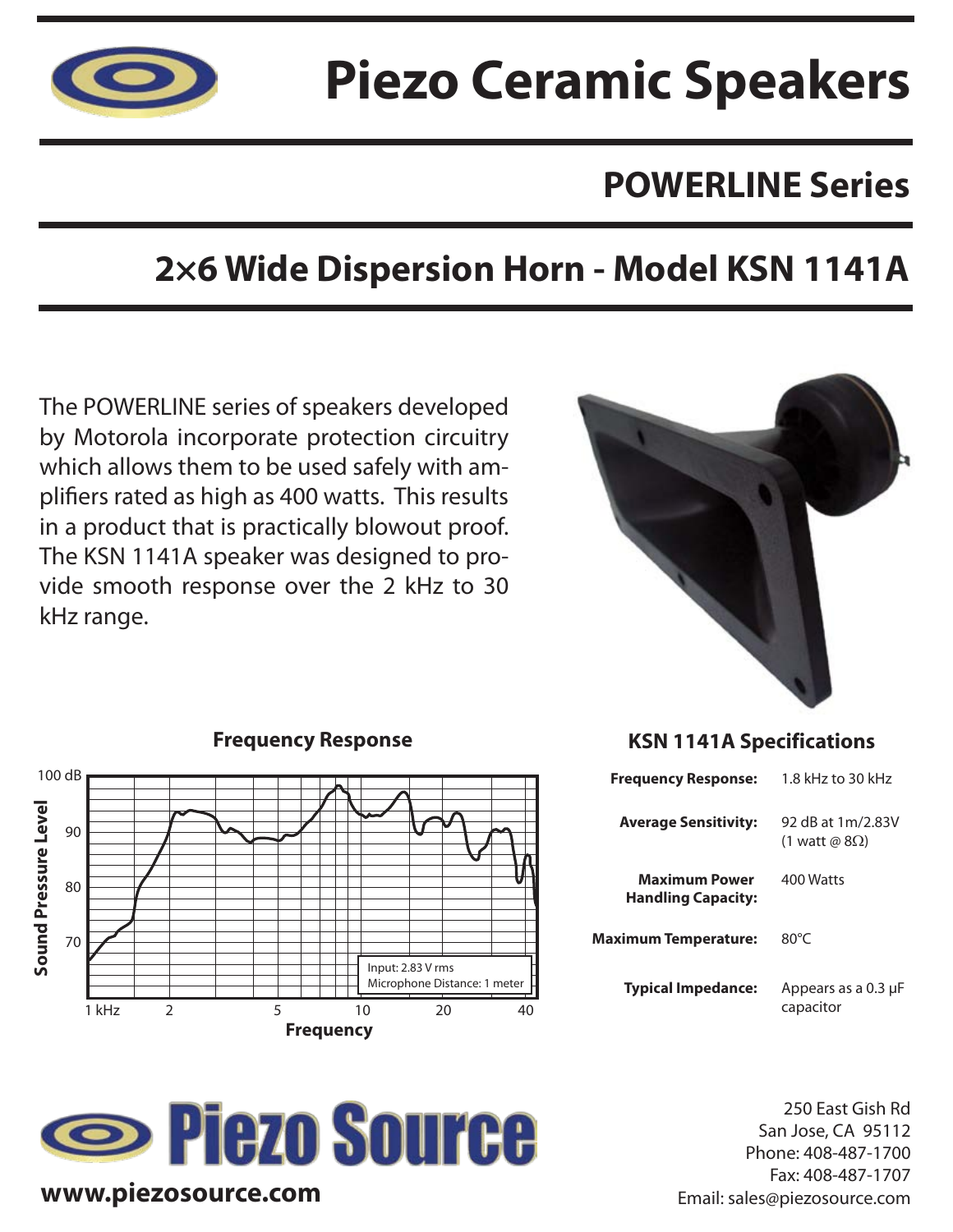# Piezo Ceramic Speakers

## POWERLINE Series

## 2×6 Wide Dispersion Horn - Model KSN 1141A

The POWERLINE series of speakers developed by Motorola incorporate protection circuitry which allows them to be used safely with amplifiers rated as high as 400 watts. This results in a product that is practically blowout proof. The KSN 1141A speaker was designed to provide smooth response over the 2 kHz to 30 kHz range.

### Frequency Response

Input: 2.83 V rms
Microphone Distance: 1 meter

### KSN 1141A Specifications

| | |
|---|---|
| **Frequency Response:** | 1.8 kHz to 30 kHz |
| **Average Sensitivity:** | 92 dB at 1m/2.83V (1 watt @ 8Ω) |
| **Maximum Power Handling Capacity:** | 400 Watts |
| **Maximum Temperature:** | 80°C |
| **Typical Impedance:** | Appears as a 0.3 μF capacitor |

**Piezo Source**

**www.piezosource.com**

250 East Gish Rd
San Jose, CA 95112
Phone: 408-487-1700
Fax: 408-487-1707
Email: sales@piezosource.com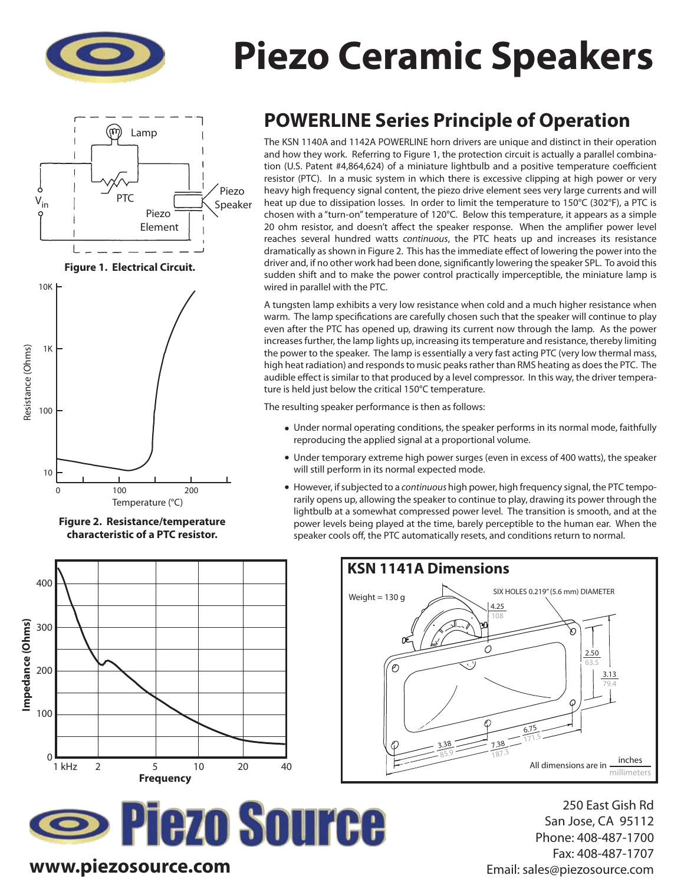# Piezo Ceramic Speakers

Lamp

PTC

Piezo Element

Piezo Speaker

$V_{in}$

**Figure 1. Electrical Circuit.**

10K

1K

100

10

0

100

200

Resistance (Ohms)

Temperature (°C)

**Figure 2. Resistance/temperature characteristic of a PTC resistor.**

## POWERLINE Series Principle of Operation

The KSN 1140A and 1142A POWERLINE horn drivers are unique and distinct in their operation and how they work. Referring to Figure 1, the protection circuit is actually a parallel combination (U.S. Patent #4,864,624) of a miniature lightbulb and a positive temperature coefficient resistor (PTC). In a music system in which there is excessive clipping at high power or very heavy high frequency signal content, the piezo drive element sees very large currents and will heat up due to dissipation losses. In order to limit the temperature to 150°C (302°F), a PTC is chosen with a "turn-on" temperature of 120°C. Below this temperature, it appears as a simple 20 ohm resistor, and doesn't affect the speaker response. When the amplifier power level reaches several hundred watts *continuous*, the PTC heats up and increases its resistance dramatically as shown in Figure 2. This has the immediate effect of lowering the power into the driver and, if no other work had been done, significantly lowering the speaker SPL. To avoid this sudden shift and to make the power control practically imperceptible, the miniature lamp is wired in parallel with the PTC.

A tungsten lamp exhibits a very low resistance when cold and a much higher resistance when warm. The lamp specifications are carefully chosen such that the speaker will continue to play even after the PTC has opened up, drawing its current now through the lamp. As the power increases further, the lamp lights up, increasing its temperature and resistance, thereby limiting the power to the speaker. The lamp is essentially a very fast acting PTC (very low thermal mass, high heat radiation) and responds to music peaks rather than RMS heating as does the PTC. The audible effect is similar to that produced by a level compressor. In this way, the driver temperature is held just below the critical 150°C temperature.

The resulting speaker performance is then as follows:

- Under normal operating conditions, the speaker performs in its normal mode, faithfully reproducing the applied signal at a proportional volume.
- Under temporary extreme high power surges (even in excess of 400 watts), the speaker will still perform in its normal expected mode.
- However, if subjected to a *continuous* high power, high frequency signal, the PTC temporarily opens up, allowing the speaker to continue to play, drawing its power through the lightbulb at a somewhat compressed power level. The transition is smooth, and at the power levels being played at the time, barely perceptible to the human ear. When the speaker cools off, the PTC automatically resets, and conditions return to normal.

400

300

200

100

0

1 kHz

2

5

10

20

40

**Impedance (Ohms)**

**Frequency**

### KSN 1141A Dimensions

Weight = 130 g

SIX HOLES 0.219" (5.6 mm) DIAMETER

4.25 / 108

2.50 / 63.5

3.13 / 79.4

6.75 / 171.5

3.38 / 85.9

7.38 / 187.3

All dimensions are in inches / millimeters

**Piezo Source**

www.piezosource.com

250 East Gish Rd
San Jose, CA 95112
Phone: 408-487-1700
Fax: 408-487-1707
Email: sales@piezosource.com